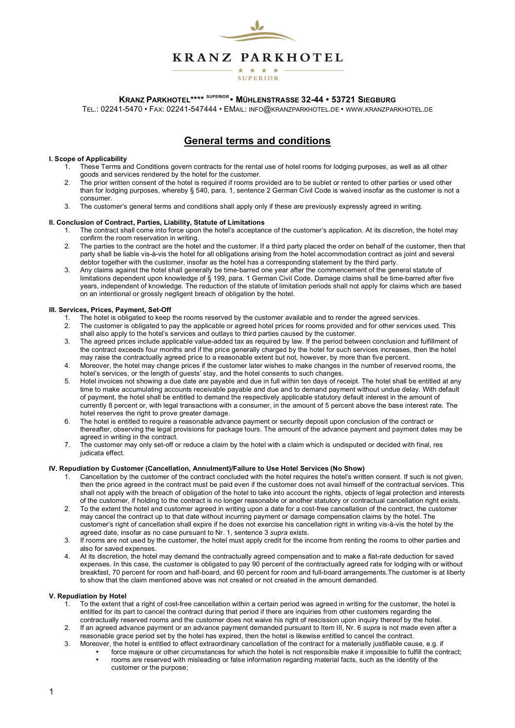# KRANZ PARKHOTEL

★ ★ ★ ★
SUPERIOR

**KRANZ PARKHOTEL**** SUPERIOR • MÜHLENSTRASSE 32-44 • 53721 SIEGBURG**

TEL.: 02241-5470 • FAX: 02241-547444 • EMAIL: INFO@KRANZPARKHOTEL.DE • WWW.KRANZPARKHOTEL.DE

## General terms and conditions

### I. Scope of Applicability

1. These Terms and Conditions govern contracts for the rental use of hotel rooms for lodging purposes, as well as all other goods and services rendered by the hotel for the customer.
2. The prior written consent of the hotel is required if rooms provided are to be sublet or rented to other parties or used other than for lodging purposes, whereby § 540, para. 1, sentence 2 German Civil Code is waived insofar as the customer is not a consumer.
3. The customer's general terms and conditions shall apply only if these are previously expressly agreed in writing.

### II. Conclusion of Contract, Parties, Liability, Statute of Limitations

1. The contract shall come into force upon the hotel's acceptance of the customer's application. At its discretion, the hotel may confirm the room reservation in writing.
2. The parties to the contract are the hotel and the customer. If a third party placed the order on behalf of the customer, then that party shall be liable vis-à-vis the hotel for all obligations arising from the hotel accommodation contract as joint and several debtor together with the customer, insofar as the hotel has a corresponding statement by the third party.
3. Any claims against the hotel shall generally be time-barred one year after the commencement of the general statute of limitations dependent upon knowledge of § 199, para. 1 German Civil Code. Damage claims shall be time-barred after five years, independent of knowledge. The reduction of the statute of limitation periods shall not apply for claims which are based on an intentional or grossly negligent breach of obligation by the hotel.

### III. Services, Prices, Payment, Set-Off

1. The hotel is obligated to keep the rooms reserved by the customer available and to render the agreed services.
2. The customer is obligated to pay the applicable or agreed hotel prices for rooms provided and for other services used. This shall also apply to the hotel's services and outlays to third parties caused by the customer.
3. The agreed prices include applicable value-added tax as required by law. If the period between conclusion and fulfillment of the contract exceeds four months and if the price generally charged by the hotel for such services increases, then the hotel may raise the contractually agreed price to a reasonable extent but not, however, by more than five percent.
4. Moreover, the hotel may change prices if the customer later wishes to make changes in the number of reserved rooms, the hotel's services, or the length of guests' stay, and the hotel consents to such changes.
5. Hotel invoices not showing a due date are payable and due in full within ten days of receipt. The hotel shall be entitled at any time to make accumulating accounts receivable payable and due and to demand payment without undue delay. With default of payment, the hotel shall be entitled to demand the respectively applicable statutory default interest in the amount of currently 8 percent or, with legal transactions with a consumer, in the amount of 5 percent above the base interest rate. The hotel reserves the right to prove greater damage.
6. The hotel is entitled to require a reasonable advance payment or security deposit upon conclusion of the contract or thereafter, observing the legal provisions for package tours. The amount of the advance payment and payment dates may be agreed in writing in the contract.
7. The customer may only set-off or reduce a claim by the hotel with a claim which is undisputed or decided with final, res judicata effect.

### IV. Repudiation by Customer (Cancellation, Annulment)/Failure to Use Hotel Services (No Show)

1. Cancellation by the customer of the contract concluded with the hotel requires the hotel's written consent. If such is not given, then the price agreed in the contract must be paid even if the customer does not avail himself of the contractual services. This shall not apply with the breach of obligation of the hotel to take into account the rights, objects of legal protection and interests of the customer, if holding to the contract is no longer reasonable or another statutory or contractual cancellation right exists.
2. To the extent the hotel and customer agreed in writing upon a date for a cost-free cancellation of the contract, the customer may cancel the contract up to that date without incurring payment or damage compensation claims by the hotel. The customer's right of cancellation shall expire if he does not exercise his cancellation right in writing vis-à-vis the hotel by the agreed date, insofar as no case pursuant to Nr. 1, sentence 3 *supra* exists.
3. If rooms are not used by the customer, the hotel must apply credit for the income from renting the rooms to other parties and also for saved expenses.
4. At its discretion, the hotel may demand the contractually agreed compensation and to make a flat-rate deduction for saved expenses. In this case, the customer is obligated to pay 90 percent of the contractually agreed rate for lodging with or without breakfast, 70 percent for room and half-board, and 60 percent for room and full-board arrangements.The customer is at liberty to show that the claim mentioned above was not created or not created in the amount demanded.

### V. Repudiation by Hotel

1. To the extent that a right of cost-free cancellation within a certain period was agreed in writing for the customer, the hotel is entitled for its part to cancel the contract during that period if there are inquiries from other customers regarding the contractually reserved rooms and the customer does not waive his right of rescission upon inquiry thereof by the hotel.
2. If an agreed advance payment or an advance payment demanded pursuant to Item III, Nr. 6 *supra* is not made even after a reasonable grace period set by the hotel has expired, then the hotel is likewise entitled to cancel the contract.
3. Moreover, the hotel is entitled to effect extraordinary cancellation of the contract for a materially justifiable cause, e.g. if
   - force majeure or other circumstances for which the hotel is not responsible make it impossible to fulfill the contract;
   - rooms are reserved with misleading or false information regarding material facts, such as the identity of the customer or the purpose;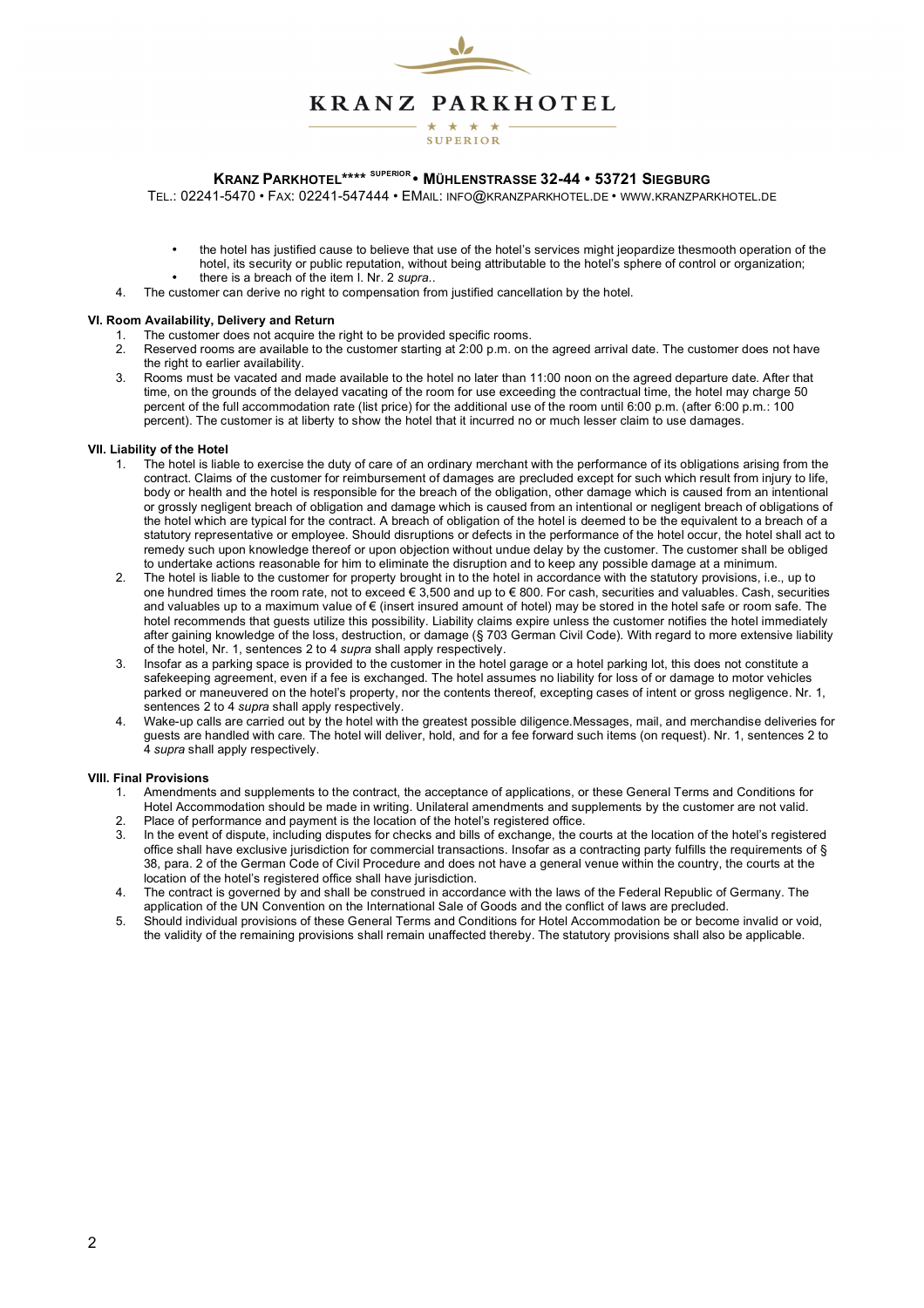- the hotel has justified cause to believe that use of the hotel's services might jeopardize thesmooth operation of the hotel, its security or public reputation, without being attributable to the hotel's sphere of control or organization;
- there is a breach of the item I. Nr. 2 *supra*..

4. The customer can derive no right to compensation from justified cancellation by the hotel.

**VI. Room Availability, Delivery and Return**

1. The customer does not acquire the right to be provided specific rooms.
2. Reserved rooms are available to the customer starting at 2:00 p.m. on the agreed arrival date. The customer does not have the right to earlier availability.
3. Rooms must be vacated and made available to the hotel no later than 11:00 noon on the agreed departure date. After that time, on the grounds of the delayed vacating of the room for use exceeding the contractual time, the hotel may charge 50 percent of the full accommodation rate (list price) for the additional use of the room until 6:00 p.m. (after 6:00 p.m.: 100 percent). The customer is at liberty to show the hotel that it incurred no or much lesser claim to use damages.

**VII. Liability of the Hotel**

1. The hotel is liable to exercise the duty of care of an ordinary merchant with the performance of its obligations arising from the contract. Claims of the customer for reimbursement of damages are precluded except for such which result from injury to life, body or health and the hotel is responsible for the breach of the obligation, other damage which is caused from an intentional or grossly negligent breach of obligation and damage which is caused from an intentional or negligent breach of obligations of the hotel which are typical for the contract. A breach of obligation of the hotel is deemed to be the equivalent to a breach of a statutory representative or employee. Should disruptions or defects in the performance of the hotel occur, the hotel shall act to remedy such upon knowledge thereof or upon objection without undue delay by the customer. The customer shall be obliged to undertake actions reasonable for him to eliminate the disruption and to keep any possible damage at a minimum.
2. The hotel is liable to the customer for property brought in to the hotel in accordance with the statutory provisions, i.e., up to one hundred times the room rate, not to exceed € 3,500 and up to € 800. For cash, securities and valuables. Cash, securities and valuables up to a maximum value of € (insert insured amount of hotel) may be stored in the hotel safe or room safe. The hotel recommends that guests utilize this possibility. Liability claims expire unless the customer notifies the hotel immediately after gaining knowledge of the loss, destruction, or damage (§ 703 German Civil Code). With regard to more extensive liability of the hotel, Nr. 1, sentences 2 to 4 *supra* shall apply respectively.
3. Insofar as a parking space is provided to the customer in the hotel garage or a hotel parking lot, this does not constitute a safekeeping agreement, even if a fee is exchanged. The hotel assumes no liability for loss of or damage to motor vehicles parked or maneuvered on the hotel's property, nor the contents thereof, excepting cases of intent or gross negligence. Nr. 1, sentences 2 to 4 *supra* shall apply respectively.
4. Wake-up calls are carried out by the hotel with the greatest possible diligence.Messages, mail, and merchandise deliveries for guests are handled with care. The hotel will deliver, hold, and for a fee forward such items (on request). Nr. 1, sentences 2 to 4 *supra* shall apply respectively.

**VIII. Final Provisions**

1. Amendments and supplements to the contract, the acceptance of applications, or these General Terms and Conditions for Hotel Accommodation should be made in writing. Unilateral amendments and supplements by the customer are not valid.
2. Place of performance and payment is the location of the hotel's registered office.
3. In the event of dispute, including disputes for checks and bills of exchange, the courts at the location of the hotel's registered office shall have exclusive jurisdiction for commercial transactions. Insofar as a contracting party fulfills the requirements of § 38, para. 2 of the German Code of Civil Procedure and does not have a general venue within the country, the courts at the location of the hotel's registered office shall have jurisdiction.
4. The contract is governed by and shall be construed in accordance with the laws of the Federal Republic of Germany. The application of the UN Convention on the International Sale of Goods and the conflict of laws are precluded.
5. Should individual provisions of these General Terms and Conditions for Hotel Accommodation be or become invalid or void, the validity of the remaining provisions shall remain unaffected thereby. The statutory provisions shall also be applicable.